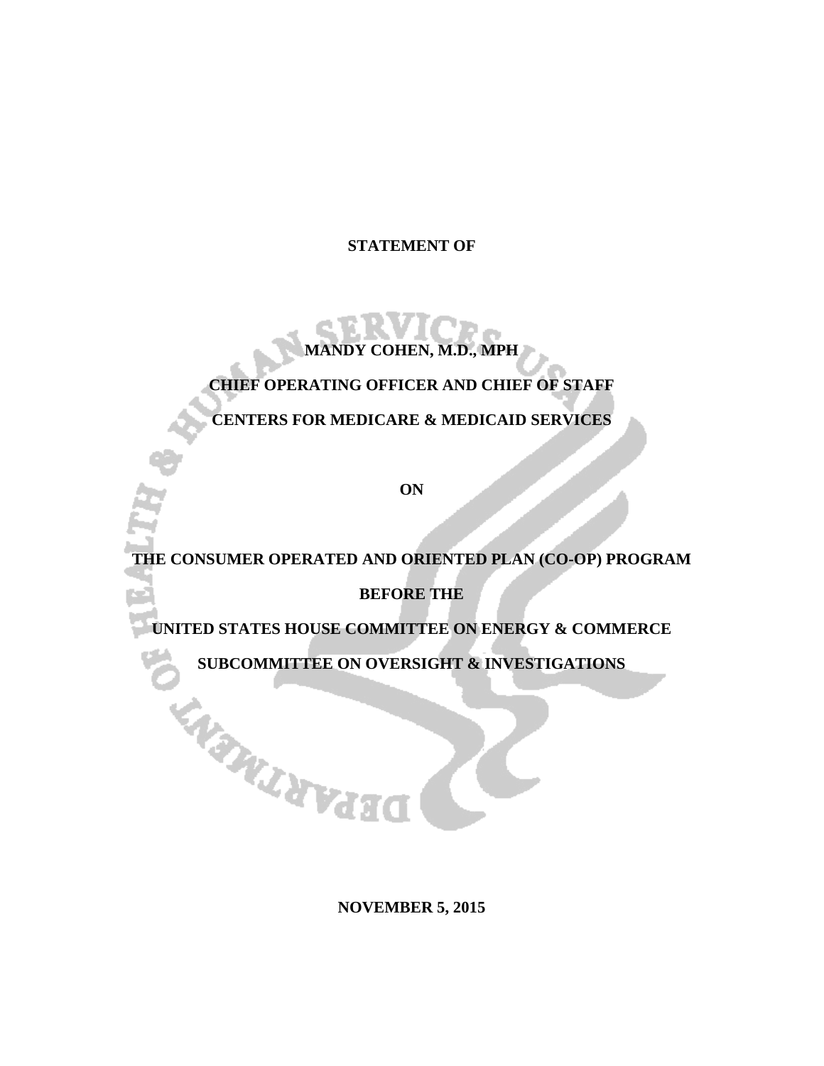**STATEMENT OF**

**MANDY COHEN, M.D., MPH**

**CHIEF OPERATING OFFICER AND CHIEF OF STAFF**

**CENTERS FOR MEDICARE & MEDICAID SERVICES**

**ON**

**THE CONSUMER OPERATED AND ORIENTED PLAN (CO-OP) PROGRAM**

**BEFORE THE**

**UNITED STATES HOUSE COMMITTEE ON ENERGY & COMMERCE**

**SUBCOMMITTEE ON OVERSIGHT & INVESTIGATIONS**

**NOVEMBER 5, 2015**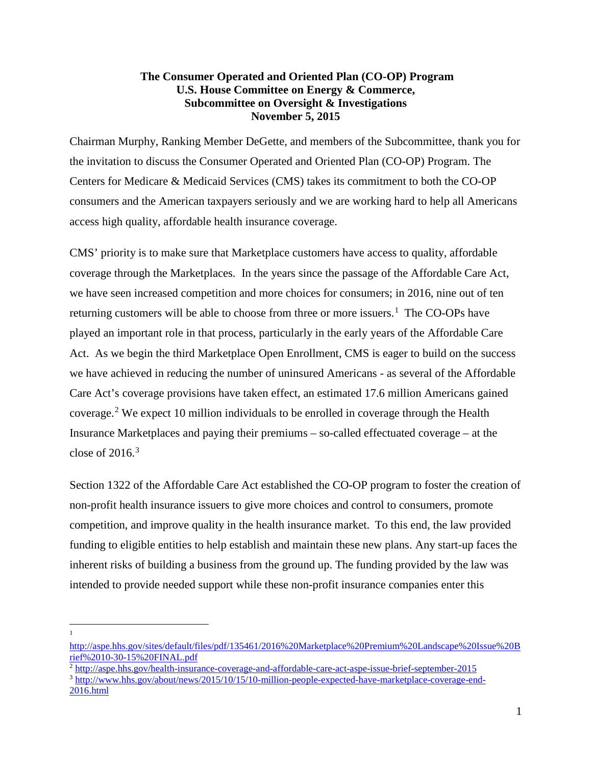**The Consumer Operated and Oriented Plan (CO-OP) Program**
**U.S. House Committee on Energy & Commerce,**
**Subcommittee on Oversight & Investigations**
**November 5, 2015**

Chairman Murphy, Ranking Member DeGette, and members of the Subcommittee, thank you for the invitation to discuss the Consumer Operated and Oriented Plan (CO-OP) Program. The Centers for Medicare & Medicaid Services (CMS) takes its commitment to both the CO-OP consumers and the American taxpayers seriously and we are working hard to help all Americans access high quality, affordable health insurance coverage.

CMS' priority is to make sure that Marketplace customers have access to quality, affordable coverage through the Marketplaces. In the years since the passage of the Affordable Care Act, we have seen increased competition and more choices for consumers; in 2016, nine out of ten returning customers will be able to choose from three or more issuers.[1] The CO-OPs have played an important role in that process, particularly in the early years of the Affordable Care Act. As we begin the third Marketplace Open Enrollment, CMS is eager to build on the success we have achieved in reducing the number of uninsured Americans - as several of the Affordable Care Act's coverage provisions have taken effect, an estimated 17.6 million Americans gained coverage.[2] We expect 10 million individuals to be enrolled in coverage through the Health Insurance Marketplaces and paying their premiums – so-called effectuated coverage – at the close of 2016.[3]

Section 1322 of the Affordable Care Act established the CO-OP program to foster the creation of non-profit health insurance issuers to give more choices and control to consumers, promote competition, and improve quality in the health insurance market. To this end, the law provided funding to eligible entities to help establish and maintain these new plans. Any start-up faces the inherent risks of building a business from the ground up. The funding provided by the law was intended to provide needed support while these non-profit insurance companies enter this

---

[1] http://aspe.hhs.gov/sites/default/files/pdf/135461/2016%20Marketplace%20Premium%20Landscape%20Issue%20Brief%2010-30-15%20FINAL.pdf

[2] http://aspe.hhs.gov/health-insurance-coverage-and-affordable-care-act-aspe-issue-brief-september-2015

[3] http://www.hhs.gov/about/news/2015/10/15/10-million-people-expected-have-marketplace-coverage-end-2016.html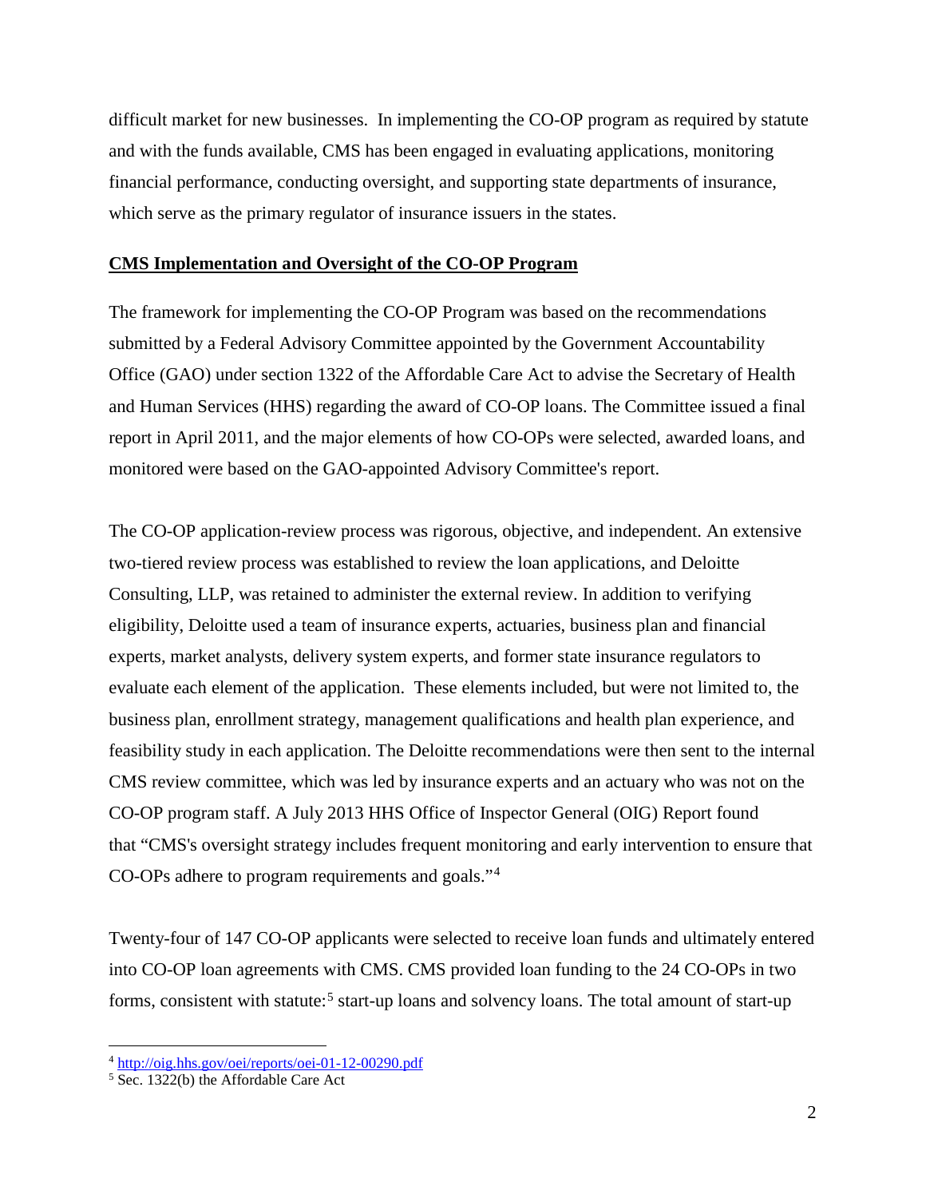difficult market for new businesses. In implementing the CO-OP program as required by statute and with the funds available, CMS has been engaged in evaluating applications, monitoring financial performance, conducting oversight, and supporting state departments of insurance, which serve as the primary regulator of insurance issuers in the states.

## CMS Implementation and Oversight of the CO-OP Program

The framework for implementing the CO-OP Program was based on the recommendations submitted by a Federal Advisory Committee appointed by the Government Accountability Office (GAO) under section 1322 of the Affordable Care Act to advise the Secretary of Health and Human Services (HHS) regarding the award of CO-OP loans. The Committee issued a final report in April 2011, and the major elements of how CO-OPs were selected, awarded loans, and monitored were based on the GAO-appointed Advisory Committee's report.

The CO-OP application-review process was rigorous, objective, and independent. An extensive two-tiered review process was established to review the loan applications, and Deloitte Consulting, LLP, was retained to administer the external review. In addition to verifying eligibility, Deloitte used a team of insurance experts, actuaries, business plan and financial experts, market analysts, delivery system experts, and former state insurance regulators to evaluate each element of the application. These elements included, but were not limited to, the business plan, enrollment strategy, management qualifications and health plan experience, and feasibility study in each application. The Deloitte recommendations were then sent to the internal CMS review committee, which was led by insurance experts and an actuary who was not on the CO-OP program staff. A July 2013 HHS Office of Inspector General (OIG) Report found that "CMS's oversight strategy includes frequent monitoring and early intervention to ensure that CO-OPs adhere to program requirements and goals."[4]

Twenty-four of 147 CO-OP applicants were selected to receive loan funds and ultimately entered into CO-OP loan agreements with CMS. CMS provided loan funding to the 24 CO-OPs in two forms, consistent with statute:[5] start-up loans and solvency loans. The total amount of start-up

---

[4] http://oig.hhs.gov/oei/reports/oei-01-12-00290.pdf

[5] Sec. 1322(b) the Affordable Care Act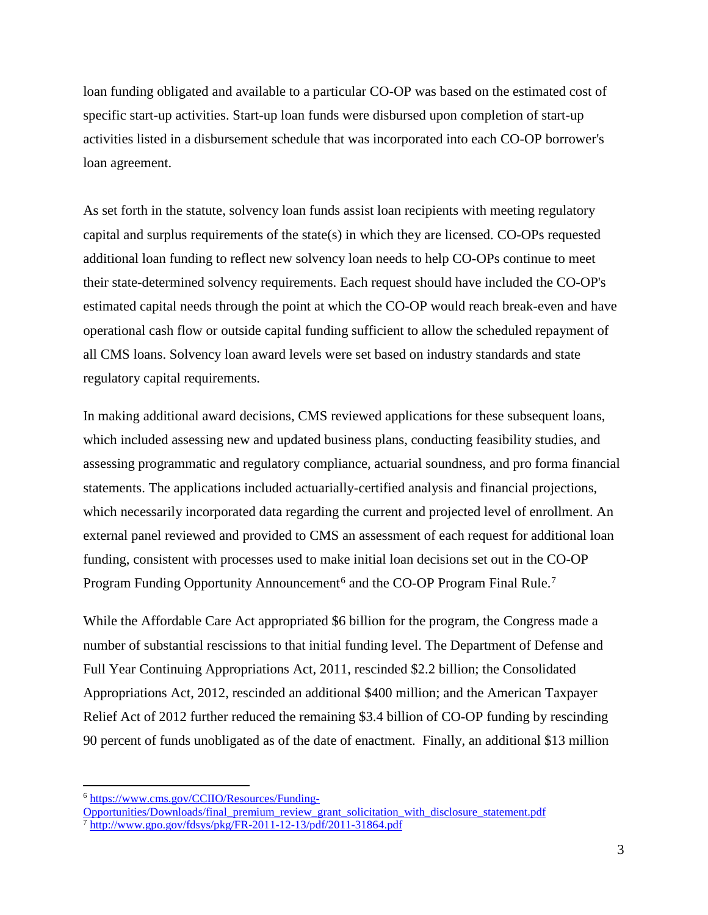loan funding obligated and available to a particular CO-OP was based on the estimated cost of specific start-up activities. Start-up loan funds were disbursed upon completion of start-up activities listed in a disbursement schedule that was incorporated into each CO-OP borrower's loan agreement.

As set forth in the statute, solvency loan funds assist loan recipients with meeting regulatory capital and surplus requirements of the state(s) in which they are licensed. CO-OPs requested additional loan funding to reflect new solvency loan needs to help CO-OPs continue to meet their state-determined solvency requirements. Each request should have included the CO-OP's estimated capital needs through the point at which the CO-OP would reach break-even and have operational cash flow or outside capital funding sufficient to allow the scheduled repayment of all CMS loans. Solvency loan award levels were set based on industry standards and state regulatory capital requirements.

In making additional award decisions, CMS reviewed applications for these subsequent loans, which included assessing new and updated business plans, conducting feasibility studies, and assessing programmatic and regulatory compliance, actuarial soundness, and pro forma financial statements. The applications included actuarially-certified analysis and financial projections, which necessarily incorporated data regarding the current and projected level of enrollment. An external panel reviewed and provided to CMS an assessment of each request for additional loan funding, consistent with processes used to make initial loan decisions set out in the CO-OP Program Funding Opportunity Announcement[6] and the CO-OP Program Final Rule.[7]

While the Affordable Care Act appropriated $6 billion for the program, the Congress made a number of substantial rescissions to that initial funding level. The Department of Defense and Full Year Continuing Appropriations Act, 2011, rescinded $2.2 billion; the Consolidated Appropriations Act, 2012, rescinded an additional $400 million; and the American Taxpayer Relief Act of 2012 further reduced the remaining $3.4 billion of CO-OP funding by rescinding 90 percent of funds unobligated as of the date of enactment. Finally, an additional $13 million

---

[6] https://www.cms.gov/CCIIO/Resources/Funding-Opportunities/Downloads/final_premium_review_grant_solicitation_with_disclosure_statement.pdf

[7] http://www.gpo.gov/fdsys/pkg/FR-2011-12-13/pdf/2011-31864.pdf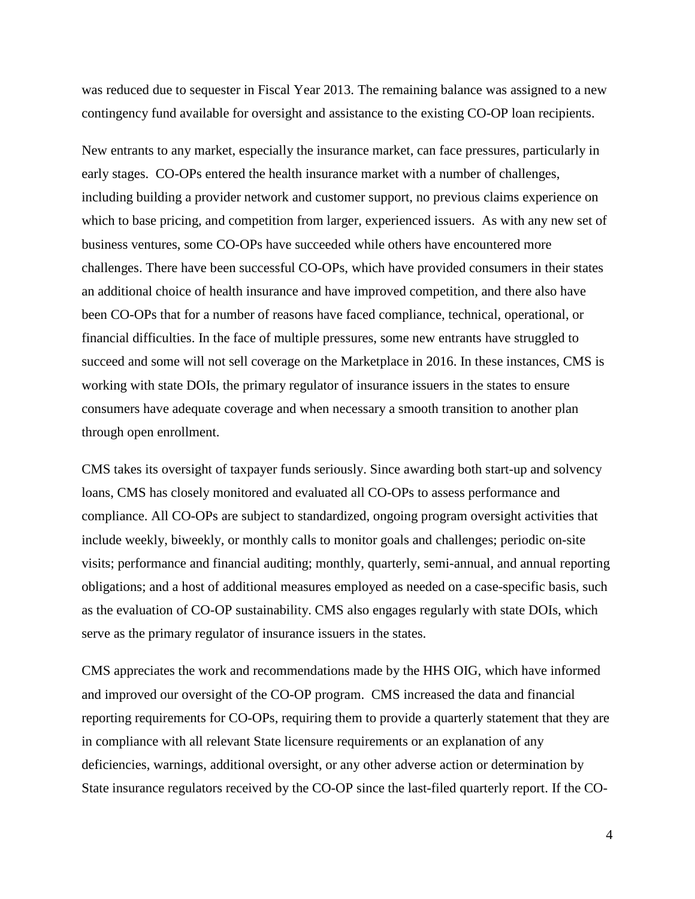was reduced due to sequester in Fiscal Year 2013. The remaining balance was assigned to a new contingency fund available for oversight and assistance to the existing CO-OP loan recipients.

New entrants to any market, especially the insurance market, can face pressures, particularly in early stages. CO-OPs entered the health insurance market with a number of challenges, including building a provider network and customer support, no previous claims experience on which to base pricing, and competition from larger, experienced issuers. As with any new set of business ventures, some CO-OPs have succeeded while others have encountered more challenges. There have been successful CO-OPs, which have provided consumers in their states an additional choice of health insurance and have improved competition, and there also have been CO-OPs that for a number of reasons have faced compliance, technical, operational, or financial difficulties. In the face of multiple pressures, some new entrants have struggled to succeed and some will not sell coverage on the Marketplace in 2016. In these instances, CMS is working with state DOIs, the primary regulator of insurance issuers in the states to ensure consumers have adequate coverage and when necessary a smooth transition to another plan through open enrollment.

CMS takes its oversight of taxpayer funds seriously. Since awarding both start-up and solvency loans, CMS has closely monitored and evaluated all CO-OPs to assess performance and compliance. All CO-OPs are subject to standardized, ongoing program oversight activities that include weekly, biweekly, or monthly calls to monitor goals and challenges; periodic on-site visits; performance and financial auditing; monthly, quarterly, semi-annual, and annual reporting obligations; and a host of additional measures employed as needed on a case-specific basis, such as the evaluation of CO-OP sustainability. CMS also engages regularly with state DOIs, which serve as the primary regulator of insurance issuers in the states.

CMS appreciates the work and recommendations made by the HHS OIG, which have informed and improved our oversight of the CO-OP program. CMS increased the data and financial reporting requirements for CO-OPs, requiring them to provide a quarterly statement that they are in compliance with all relevant State licensure requirements or an explanation of any deficiencies, warnings, additional oversight, or any other adverse action or determination by State insurance regulators received by the CO-OP since the last-filed quarterly report. If the CO-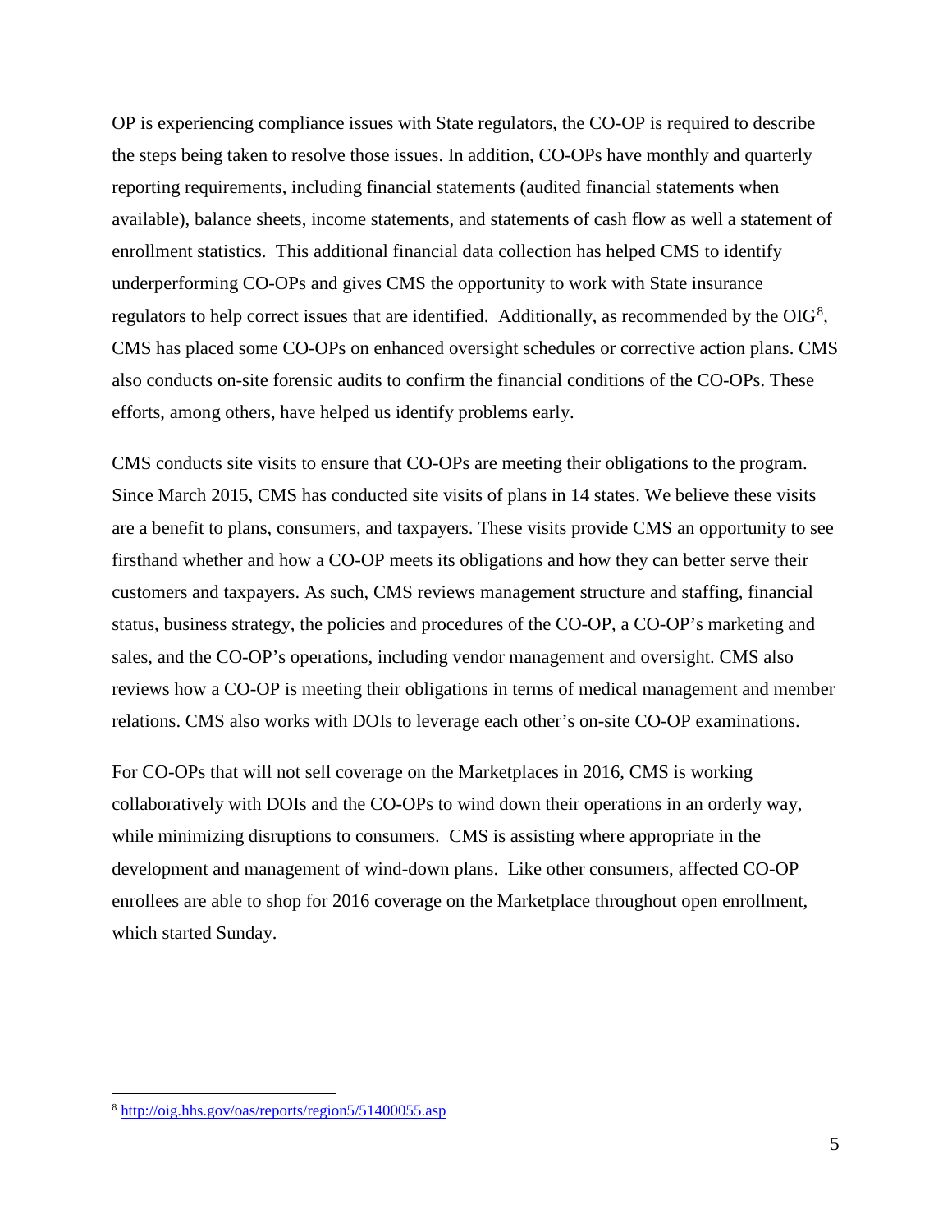OP is experiencing compliance issues with State regulators, the CO-OP is required to describe the steps being taken to resolve those issues. In addition, CO-OPs have monthly and quarterly reporting requirements, including financial statements (audited financial statements when available), balance sheets, income statements, and statements of cash flow as well a statement of enrollment statistics. This additional financial data collection has helped CMS to identify underperforming CO-OPs and gives CMS the opportunity to work with State insurance regulators to help correct issues that are identified. Additionally, as recommended by the OIG[8], CMS has placed some CO-OPs on enhanced oversight schedules or corrective action plans. CMS also conducts on-site forensic audits to confirm the financial conditions of the CO-OPs. These efforts, among others, have helped us identify problems early.

CMS conducts site visits to ensure that CO-OPs are meeting their obligations to the program. Since March 2015, CMS has conducted site visits of plans in 14 states. We believe these visits are a benefit to plans, consumers, and taxpayers. These visits provide CMS an opportunity to see firsthand whether and how a CO-OP meets its obligations and how they can better serve their customers and taxpayers. As such, CMS reviews management structure and staffing, financial status, business strategy, the policies and procedures of the CO-OP, a CO-OP's marketing and sales, and the CO-OP's operations, including vendor management and oversight. CMS also reviews how a CO-OP is meeting their obligations in terms of medical management and member relations. CMS also works with DOIs to leverage each other's on-site CO-OP examinations.

For CO-OPs that will not sell coverage on the Marketplaces in 2016, CMS is working collaboratively with DOIs and the CO-OPs to wind down their operations in an orderly way, while minimizing disruptions to consumers. CMS is assisting where appropriate in the development and management of wind-down plans. Like other consumers, affected CO-OP enrollees are able to shop for 2016 coverage on the Marketplace throughout open enrollment, which started Sunday.

---

[8] http://oig.hhs.gov/oas/reports/region5/51400055.asp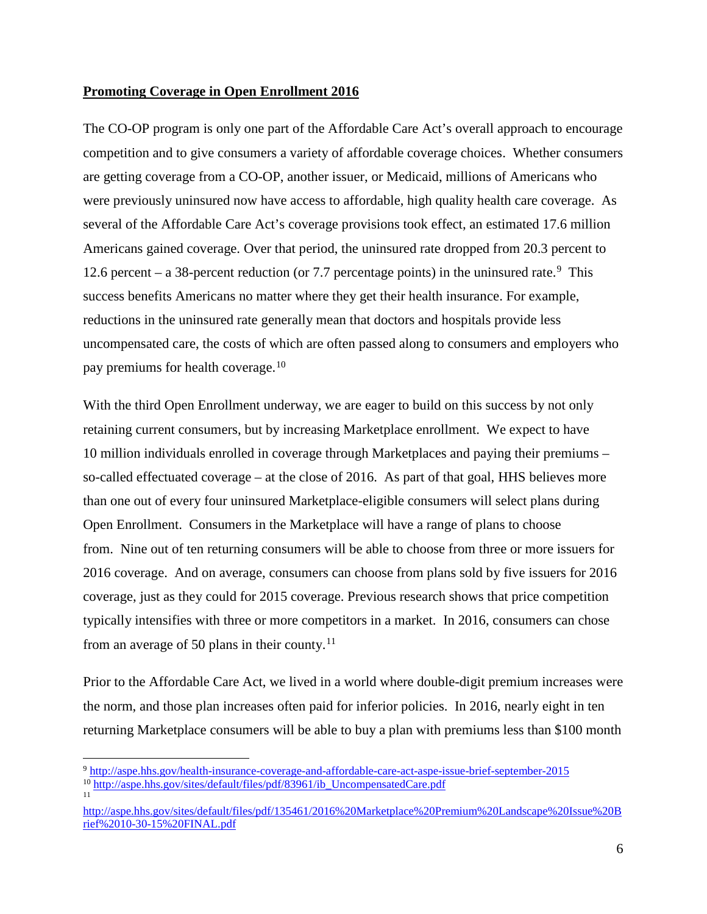**Promoting Coverage in Open Enrollment 2016**

The CO-OP program is only one part of the Affordable Care Act's overall approach to encourage competition and to give consumers a variety of affordable coverage choices. Whether consumers are getting coverage from a CO-OP, another issuer, or Medicaid, millions of Americans who were previously uninsured now have access to affordable, high quality health care coverage. As several of the Affordable Care Act's coverage provisions took effect, an estimated 17.6 million Americans gained coverage. Over that period, the uninsured rate dropped from 20.3 percent to 12.6 percent – a 38-percent reduction (or 7.7 percentage points) in the uninsured rate.[9] This success benefits Americans no matter where they get their health insurance. For example, reductions in the uninsured rate generally mean that doctors and hospitals provide less uncompensated care, the costs of which are often passed along to consumers and employers who pay premiums for health coverage.[10]

With the third Open Enrollment underway, we are eager to build on this success by not only retaining current consumers, but by increasing Marketplace enrollment. We expect to have 10 million individuals enrolled in coverage through Marketplaces and paying their premiums – so-called effectuated coverage – at the close of 2016. As part of that goal, HHS believes more than one out of every four uninsured Marketplace-eligible consumers will select plans during Open Enrollment. Consumers in the Marketplace will have a range of plans to choose from. Nine out of ten returning consumers will be able to choose from three or more issuers for 2016 coverage. And on average, consumers can choose from plans sold by five issuers for 2016 coverage, just as they could for 2015 coverage. Previous research shows that price competition typically intensifies with three or more competitors in a market. In 2016, consumers can chose from an average of 50 plans in their county.[11]

Prior to the Affordable Care Act, we lived in a world where double-digit premium increases were the norm, and those plan increases often paid for inferior policies. In 2016, nearly eight in ten returning Marketplace consumers will be able to buy a plan with premiums less than $100 month

---

[9] http://aspe.hhs.gov/health-insurance-coverage-and-affordable-care-act-aspe-issue-brief-september-2015

[10] http://aspe.hhs.gov/sites/default/files/pdf/83961/ib_UncompensatedCare.pdf

[11] http://aspe.hhs.gov/sites/default/files/pdf/135461/2016%20Marketplace%20Premium%20Landscape%20Issue%20Brief%2010-30-15%20FINAL.pdf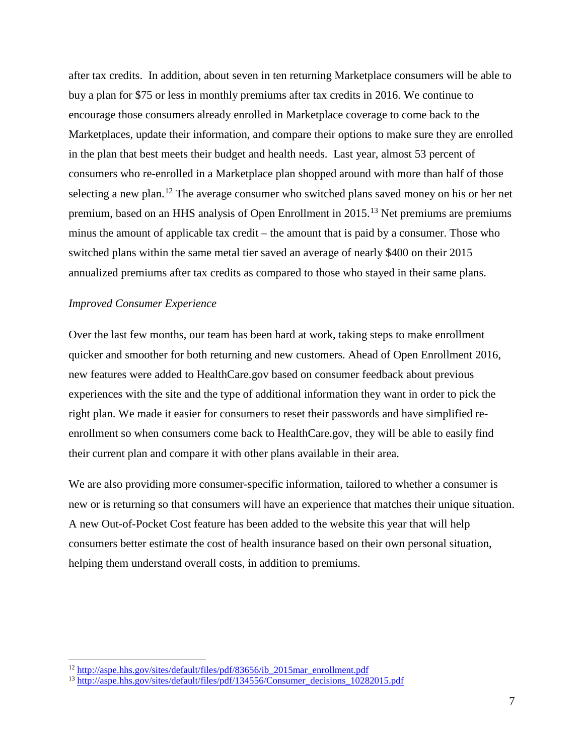after tax credits. In addition, about seven in ten returning Marketplace consumers will be able to buy a plan for $75 or less in monthly premiums after tax credits in 2016. We continue to encourage those consumers already enrolled in Marketplace coverage to come back to the Marketplaces, update their information, and compare their options to make sure they are enrolled in the plan that best meets their budget and health needs. Last year, almost 53 percent of consumers who re-enrolled in a Marketplace plan shopped around with more than half of those selecting a new plan.[12] The average consumer who switched plans saved money on his or her net premium, based on an HHS analysis of Open Enrollment in 2015.[13] Net premiums are premiums minus the amount of applicable tax credit – the amount that is paid by a consumer. Those who switched plans within the same metal tier saved an average of nearly $400 on their 2015 annualized premiums after tax credits as compared to those who stayed in their same plans.

*Improved Consumer Experience*

Over the last few months, our team has been hard at work, taking steps to make enrollment quicker and smoother for both returning and new customers. Ahead of Open Enrollment 2016, new features were added to HealthCare.gov based on consumer feedback about previous experiences with the site and the type of additional information they want in order to pick the right plan. We made it easier for consumers to reset their passwords and have simplified re-enrollment so when consumers come back to HealthCare.gov, they will be able to easily find their current plan and compare it with other plans available in their area.

We are also providing more consumer-specific information, tailored to whether a consumer is new or is returning so that consumers will have an experience that matches their unique situation. A new Out-of-Pocket Cost feature has been added to the website this year that will help consumers better estimate the cost of health insurance based on their own personal situation, helping them understand overall costs, in addition to premiums.

---

[12] http://aspe.hhs.gov/sites/default/files/pdf/83656/ib_2015mar_enrollment.pdf

[13] http://aspe.hhs.gov/sites/default/files/pdf/134556/Consumer_decisions_10282015.pdf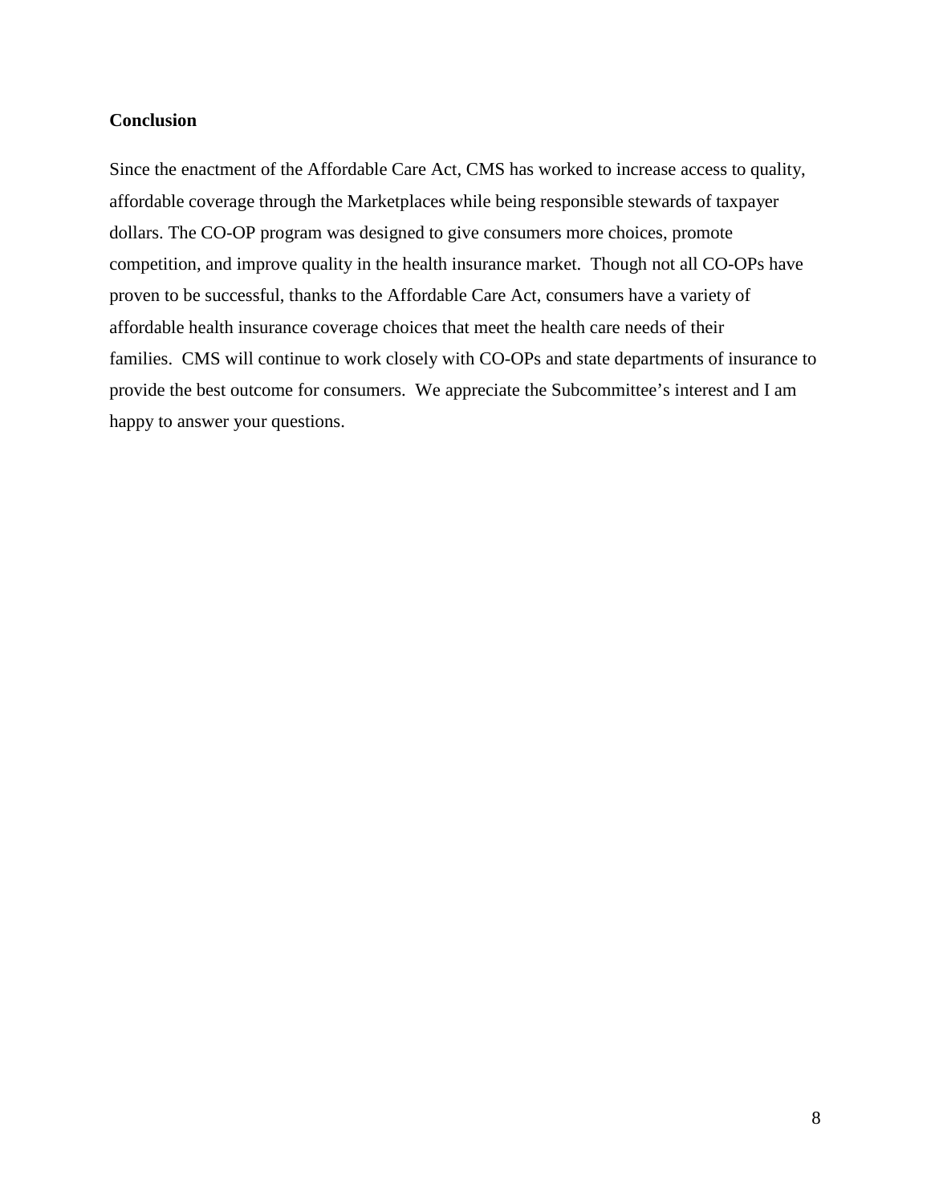**Conclusion**

Since the enactment of the Affordable Care Act, CMS has worked to increase access to quality, affordable coverage through the Marketplaces while being responsible stewards of taxpayer dollars. The CO-OP program was designed to give consumers more choices, promote competition, and improve quality in the health insurance market. Though not all CO-OPs have proven to be successful, thanks to the Affordable Care Act, consumers have a variety of affordable health insurance coverage choices that meet the health care needs of their families. CMS will continue to work closely with CO-OPs and state departments of insurance to provide the best outcome for consumers. We appreciate the Subcommittee's interest and I am happy to answer your questions.